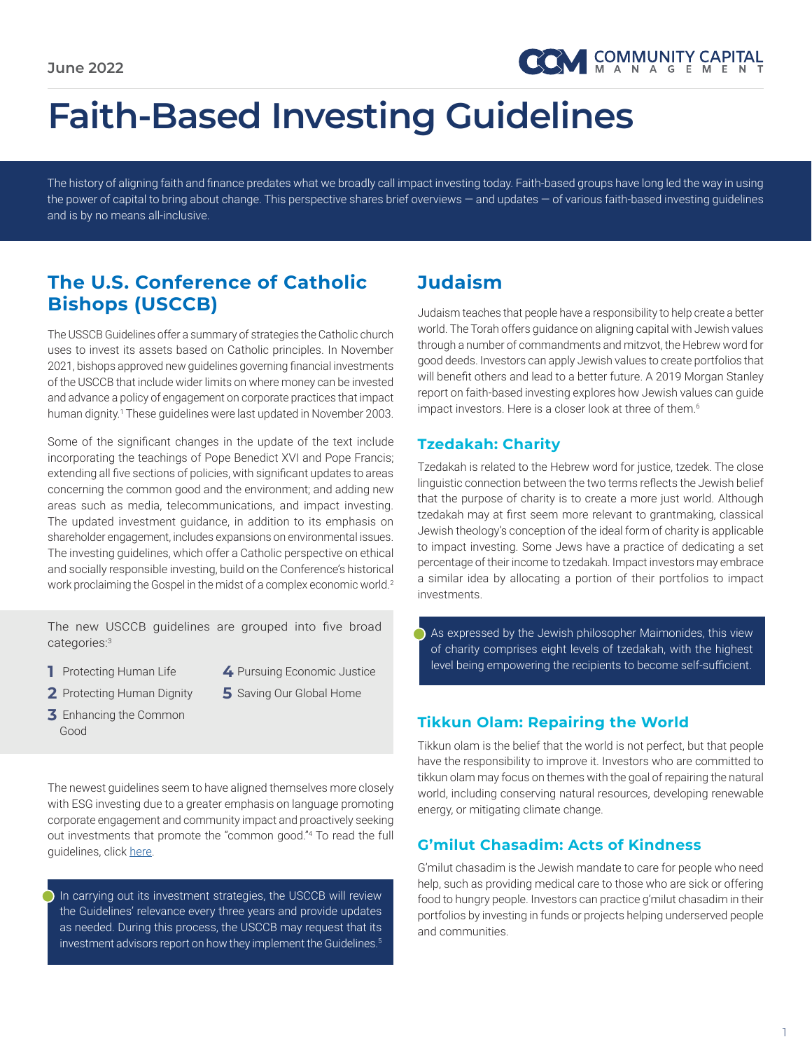June 2022

# Faith-Based Investing Guidelines

The history of aligning faith and finance predates what we broadly call impact investing today. Faith-based groups have long led the way in using the power of capital to bring about change. This perspective shares brief overviews — and updates — of various faith-based investing guidelines and is by no means all-inclusive.

## The U.S. Conference of Catholic Bishops (USCCB)

The USSCB Guidelines offer a summary of strategies the Catholic church uses to invest its assets based on Catholic principles. In November 2021, bishops approved new guidelines governing financial investments of the USCCB that include wider limits on where money can be invested and advance a policy of engagement on corporate practices that impact human dignity.[1] These guidelines were last updated in November 2003.

Some of the significant changes in the update of the text include incorporating the teachings of Pope Benedict XVI and Pope Francis; extending all five sections of policies, with significant updates to areas concerning the common good and the environment; and adding new areas such as media, telecommunications, and impact investing. The updated investment guidance, in addition to its emphasis on shareholder engagement, includes expansions on environmental issues. The investing guidelines, which offer a Catholic perspective on ethical and socially responsible investing, build on the Conference's historical work proclaiming the Gospel in the midst of a complex economic world.[2]

The new USCCB guidelines are grouped into five broad categories:[3]

1. Protecting Human Life
2. Protecting Human Dignity
3. Enhancing the Common Good
4. Pursuing Economic Justice
5. Saving Our Global Home

The newest guidelines seem to have aligned themselves more closely with ESG investing due to a greater emphasis on language promoting corporate engagement and community impact and proactively seeking out investments that promote the "common good."[4] To read the full guidelines, click here.

In carrying out its investment strategies, the USCCB will review the Guidelines' relevance every three years and provide updates as needed. During this process, the USCCB may request that its investment advisors report on how they implement the Guidelines.[5]

## Judaism

Judaism teaches that people have a responsibility to help create a better world. The Torah offers guidance on aligning capital with Jewish values through a number of commandments and mitzvot, the Hebrew word for good deeds. Investors can apply Jewish values to create portfolios that will benefit others and lead to a better future. A 2019 Morgan Stanley report on faith-based investing explores how Jewish values can guide impact investors. Here is a closer look at three of them.[6]

### Tzedakah: Charity

Tzedakah is related to the Hebrew word for justice, tzedek. The close linguistic connection between the two terms reflects the Jewish belief that the purpose of charity is to create a more just world. Although tzedakah may at first seem more relevant to grantmaking, classical Jewish theology's conception of the ideal form of charity is applicable to impact investing. Some Jews have a practice of dedicating a set percentage of their income to tzedakah. Impact investors may embrace a similar idea by allocating a portion of their portfolios to impact investments.

As expressed by the Jewish philosopher Maimonides, this view of charity comprises eight levels of tzedakah, with the highest level being empowering the recipients to become self-sufficient.

### Tikkun Olam: Repairing the World

Tikkun olam is the belief that the world is not perfect, but that people have the responsibility to improve it. Investors who are committed to tikkun olam may focus on themes with the goal of repairing the natural world, including conserving natural resources, developing renewable energy, or mitigating climate change.

### G'milut Chasadim: Acts of Kindness

G'milut chasadim is the Jewish mandate to care for people who need help, such as providing medical care to those who are sick or offering food to hungry people. Investors can practice g'milut chasadim in their portfolios by investing in funds or projects helping underserved people and communities.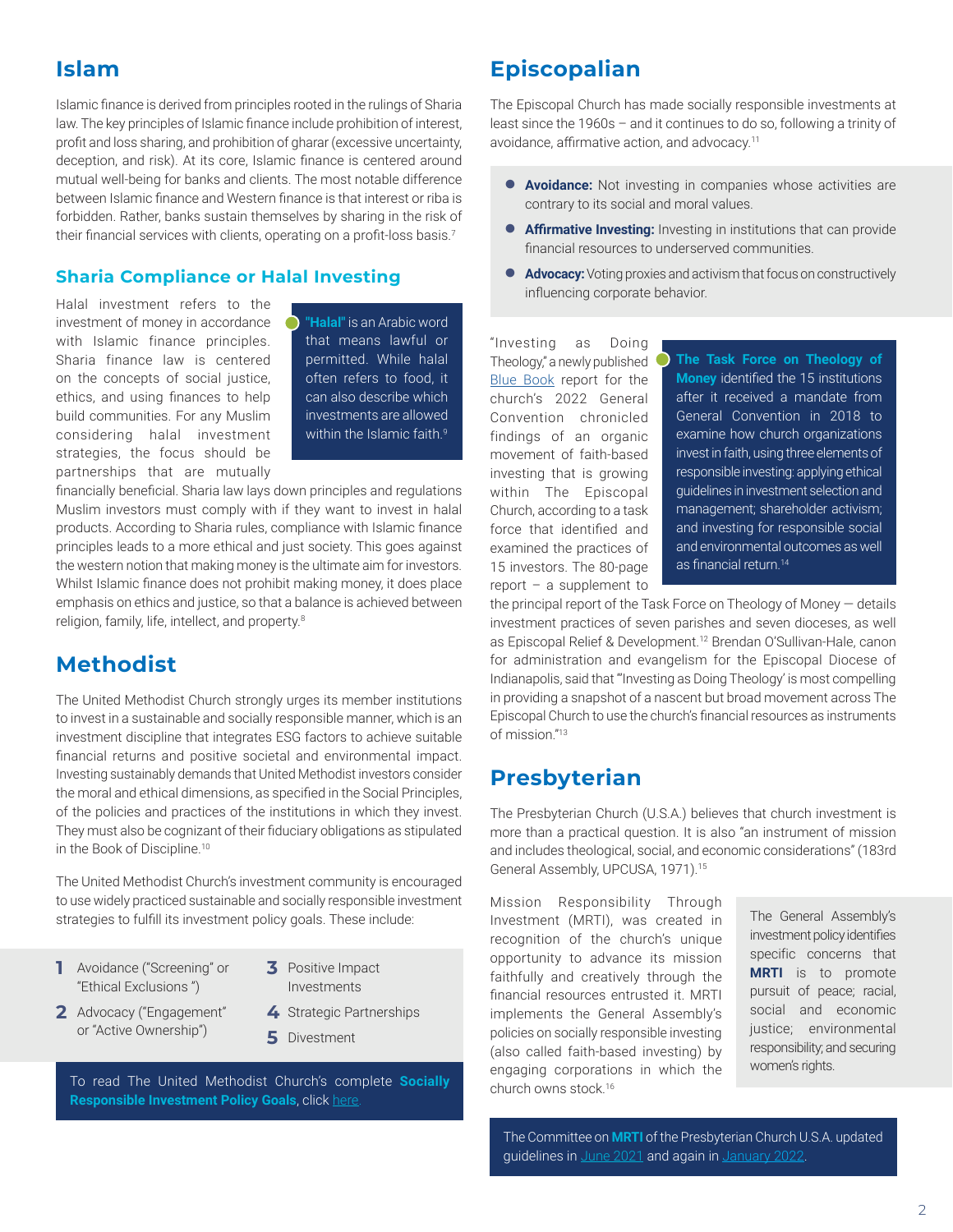## Islam

Islamic finance is derived from principles rooted in the rulings of Sharia law. The key principles of Islamic finance include prohibition of interest, profit and loss sharing, and prohibition of gharar (excessive uncertainty, deception, and risk). At its core, Islamic finance is centered around mutual well-being for banks and clients. The most notable difference between Islamic finance and Western finance is that interest or riba is forbidden. Rather, banks sustain themselves by sharing in the risk of their financial services with clients, operating on a profit-loss basis.[7]

### Sharia Compliance or Halal Investing

Halal investment refers to the investment of money in accordance with Islamic finance principles. Sharia finance law is centered on the concepts of social justice, ethics, and using finances to help build communities. For any Muslim considering halal investment strategies, the focus should be partnerships that are mutually financially beneficial. Sharia law lays down principles and regulations Muslim investors must comply with if they want to invest in halal products. According to Sharia rules, compliance with Islamic finance principles leads to a more ethical and just society. This goes against the western notion that making money is the ultimate aim for investors. Whilst Islamic finance does not prohibit making money, it does place emphasis on ethics and justice, so that a balance is achieved between religion, family, life, intellect, and property.[8]

> **"Halal"** is an Arabic word that means lawful or permitted. While halal often refers to food, it can also describe which investments are allowed within the Islamic faith.[9]

## Methodist

The United Methodist Church strongly urges its member institutions to invest in a sustainable and socially responsible manner, which is an investment discipline that integrates ESG factors to achieve suitable financial returns and positive societal and environmental impact. Investing sustainably demands that United Methodist investors consider the moral and ethical dimensions, as specified in the Social Principles, of the policies and practices of the institutions in which they invest. They must also be cognizant of their fiduciary obligations as stipulated in the Book of Discipline.[10]

The United Methodist Church's investment community is encouraged to use widely practiced sustainable and socially responsible investment strategies to fulfill its investment policy goals. These include:

1. Avoidance ("Screening" or "Ethical Exclusions")
2. Advocacy ("Engagement" or "Active Ownership")
3. Positive Impact Investments
4. Strategic Partnerships
5. Divestment

> To read The United Methodist Church's complete **Socially Responsible Investment Policy Goals**, click here.

## Episcopalian

The Episcopal Church has made socially responsible investments at least since the 1960s – and it continues to do so, following a trinity of avoidance, affirmative action, and advocacy.[11]

- **Avoidance:** Not investing in companies whose activities are contrary to its social and moral values.
- **Affirmative Investing:** Investing in institutions that can provide financial resources to underserved communities.
- **Advocacy:** Voting proxies and activism that focus on constructively influencing corporate behavior.

"Investing as Doing Theology," a newly published Blue Book report for the church's 2022 General Convention chronicled findings of an organic movement of faith-based investing that is growing within The Episcopal Church, according to a task force that identified and examined the practices of 15 investors. The 80-page report – a supplement to the principal report of the Task Force on Theology of Money — details investment practices of seven parishes and seven dioceses, as well as Episcopal Relief & Development.[12] Brendan O'Sullivan-Hale, canon for administration and evangelism for the Episcopal Diocese of Indianapolis, said that "'Investing as Doing Theology' is most compelling in providing a snapshot of a nascent but broad movement across The Episcopal Church to use the church's financial resources as instruments of mission."[13]

> **The Task Force on Theology of Money** identified the 15 institutions after it received a mandate from General Convention in 2018 to examine how church organizations invest in faith, using three elements of responsible investing: applying ethical guidelines in investment selection and management; shareholder activism; and investing for responsible social and environmental outcomes as well as financial return.[14]

## Presbyterian

The Presbyterian Church (U.S.A.) believes that church investment is more than a practical question. It is also "an instrument of mission and includes theological, social, and economic considerations" (183rd General Assembly, UPCUSA, 1971).[15]

Mission Responsibility Through Investment (MRTI), was created in recognition of the church's unique opportunity to advance its mission faithfully and creatively through the financial resources entrusted it. MRTI implements the General Assembly's policies on socially responsible investing (also called faith-based investing) by engaging corporations in which the church owns stock.[16]

> The General Assembly's investment policy identifies specific concerns that **MRTI** is to promote pursuit of peace; racial, social and economic justice; environmental responsibility; and securing women's rights.

> The Committee on **MRTI** of the Presbyterian Church U.S.A. updated guidelines in June 2021 and again in January 2022.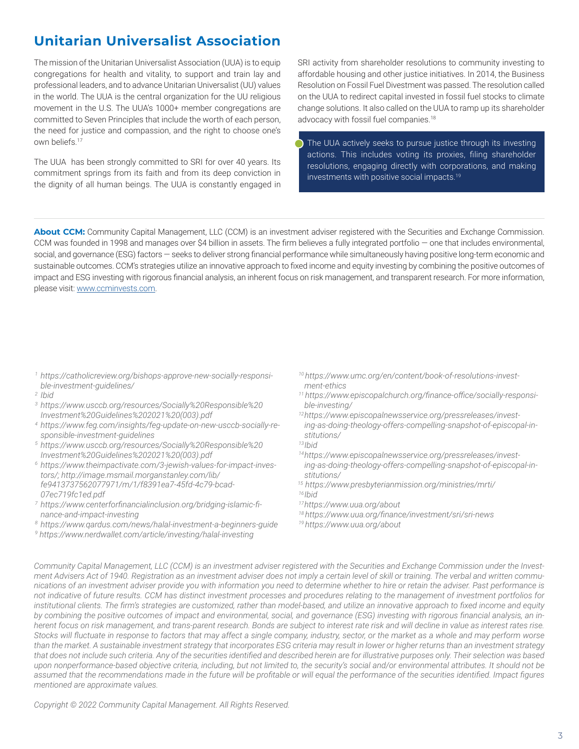## Unitarian Universalist Association

The mission of the Unitarian Universalist Association (UUA) is to equip congregations for health and vitality, to support and train lay and professional leaders, and to advance Unitarian Universalist (UU) values in the world. The UUA is the central organization for the UU religious movement in the U.S. The UUA's 1000+ member congregations are committed to Seven Principles that include the worth of each person, the need for justice and compassion, and the right to choose one's own beliefs.[17]

The UUA has been strongly committed to SRI for over 40 years. Its commitment springs from its faith and from its deep conviction in the dignity of all human beings. The UUA is constantly engaged in SRI activity from shareholder resolutions to community investing to affordable housing and other justice initiatives. In 2014, the Business Resolution on Fossil Fuel Divestment was passed. The resolution called on the UUA to redirect capital invested in fossil fuel stocks to climate change solutions. It also called on the UUA to ramp up its shareholder advocacy with fossil fuel companies.[18]

> The UUA actively seeks to pursue justice through its investing actions. This includes voting its proxies, filing shareholder resolutions, engaging directly with corporations, and making investments with positive social impacts.[19]

---

**About CCM:** Community Capital Management, LLC (CCM) is an investment adviser registered with the Securities and Exchange Commission. CCM was founded in 1998 and manages over $4 billion in assets. The firm believes a fully integrated portfolio — one that includes environmental, social, and governance (ESG) factors — seeks to deliver strong financial performance while simultaneously having positive long-term economic and sustainable outcomes. CCM's strategies utilize an innovative approach to fixed income and equity investing by combining the positive outcomes of impact and ESG investing with rigorous financial analysis, an inherent focus on risk management, and transparent research. For more information, please visit: www.ccminvests.com.

*[1] https://catholicreview.org/bishops-approve-new-socially-responsible-investment-guidelines/*
*[2] Ibid*
*[3] https://www.usccb.org/resources/Socially%20Responsible%20Investment%20Guidelines%202021%20(003).pdf*
*[4] https://www.feg.com/insights/feg-update-on-new-usccb-socially-responsible-investment-guidelines*
*[5] https://www.usccb.org/resources/Socially%20Responsible%20Investment%20Guidelines%202021%20(003).pdf*
*[6] https://www.theimpactivate.com/3-jewish-values-for-impact-investors/; http://image.msmail.morganstanley.com/lib/fe9413737562077971/m/1/f8391ea7-45fd-4c79-bcad-07ec719fc1ed.pdf*
*[7] https://www.centerforfinancialinclusion.org/bridging-islamic-finance-and-impact-investing*
*[8] https://www.qardus.com/news/halal-investment-a-beginners-guide*
*[9] https://www.nerdwallet.com/article/investing/halal-investing*
*[10] https://www.umc.org/en/content/book-of-resolutions-investment-ethics*
*[11] https://www.episcopalchurch.org/finance-office/socially-responsible-investing/*
*[12] https://www.episcopalnewsservice.org/pressreleases/investing-as-doing-theology-offers-compelling-snapshot-of-episcopal-institutions/*
*[13] Ibid*
*[14] https://www.episcopalnewsservice.org/pressreleases/investing-as-doing-theology-offers-compelling-snapshot-of-episcopal-institutions/*
*[15] https://www.presbyterianmission.org/ministries/mrti/*
*[16] Ibid*
*[17] https://www.uua.org/about*
*[18] https://www.uua.org/finance/investment/sri/sri-news*
*[19] https://www.uua.org/about*

*Community Capital Management, LLC (CCM) is an investment adviser registered with the Securities and Exchange Commission under the Investment Advisers Act of 1940. Registration as an investment adviser does not imply a certain level of skill or training. The verbal and written communications of an investment adviser provide you with information you need to determine whether to hire or retain the adviser. Past performance is not indicative of future results. CCM has distinct investment processes and procedures relating to the management of investment portfolios for institutional clients. The firm's strategies are customized, rather than model-based, and utilize an innovative approach to fixed income and equity by combining the positive outcomes of impact and environmental, social, and governance (ESG) investing with rigorous financial analysis, an inherent focus on risk management, and trans-parent research. Bonds are subject to interest rate risk and will decline in value as interest rates rise. Stocks will fluctuate in response to factors that may affect a single company, industry, sector, or the market as a whole and may perform worse than the market. A sustainable investment strategy that incorporates ESG criteria may result in lower or higher returns than an investment strategy that does not include such criteria. Any of the securities identified and described herein are for illustrative purposes only. Their selection was based upon nonperformance-based objective criteria, including, but not limited to, the security's social and/or environmental attributes. It should not be assumed that the recommendations made in the future will be profitable or will equal the performance of the securities identified. Impact figures mentioned are approximate values.*

*Copyright © 2022 Community Capital Management. All Rights Reserved.*